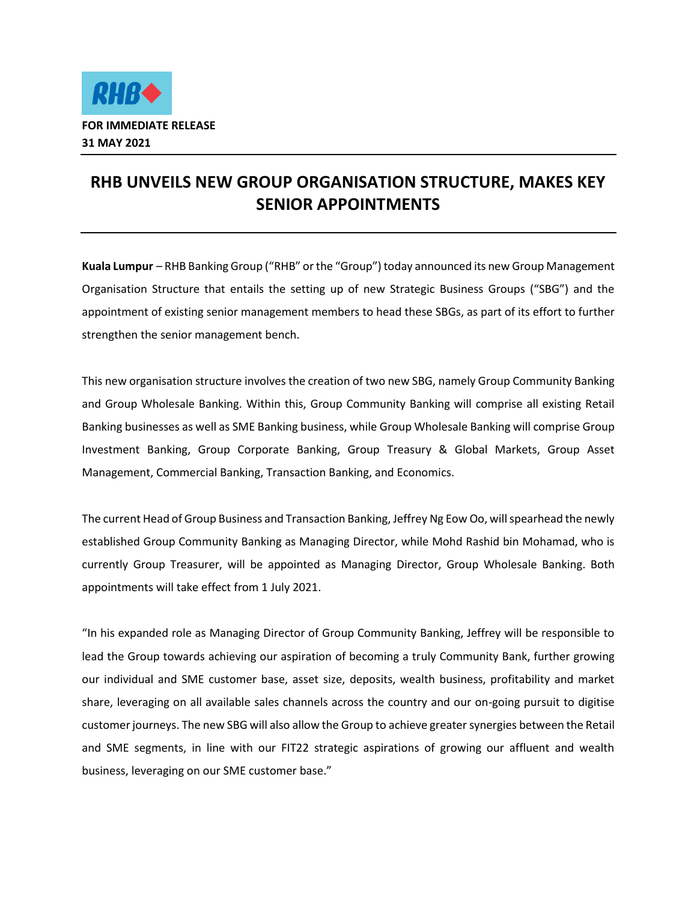**FOR IMMEDIATE RELEASE**
**31 MAY 2021**

# RHB UNVEILS NEW GROUP ORGANISATION STRUCTURE, MAKES KEY SENIOR APPOINTMENTS

**Kuala Lumpur** – RHB Banking Group ("RHB" or the "Group") today announced its new Group Management Organisation Structure that entails the setting up of new Strategic Business Groups ("SBG") and the appointment of existing senior management members to head these SBGs, as part of its effort to further strengthen the senior management bench.

This new organisation structure involves the creation of two new SBG, namely Group Community Banking and Group Wholesale Banking. Within this, Group Community Banking will comprise all existing Retail Banking businesses as well as SME Banking business, while Group Wholesale Banking will comprise Group Investment Banking, Group Corporate Banking, Group Treasury & Global Markets, Group Asset Management, Commercial Banking, Transaction Banking, and Economics.

The current Head of Group Business and Transaction Banking, Jeffrey Ng Eow Oo, will spearhead the newly established Group Community Banking as Managing Director, while Mohd Rashid bin Mohamad, who is currently Group Treasurer, will be appointed as Managing Director, Group Wholesale Banking. Both appointments will take effect from 1 July 2021.

"In his expanded role as Managing Director of Group Community Banking, Jeffrey will be responsible to lead the Group towards achieving our aspiration of becoming a truly Community Bank, further growing our individual and SME customer base, asset size, deposits, wealth business, profitability and market share, leveraging on all available sales channels across the country and our on-going pursuit to digitise customer journeys. The new SBG will also allow the Group to achieve greater synergies between the Retail and SME segments, in line with our FIT22 strategic aspirations of growing our affluent and wealth business, leveraging on our SME customer base."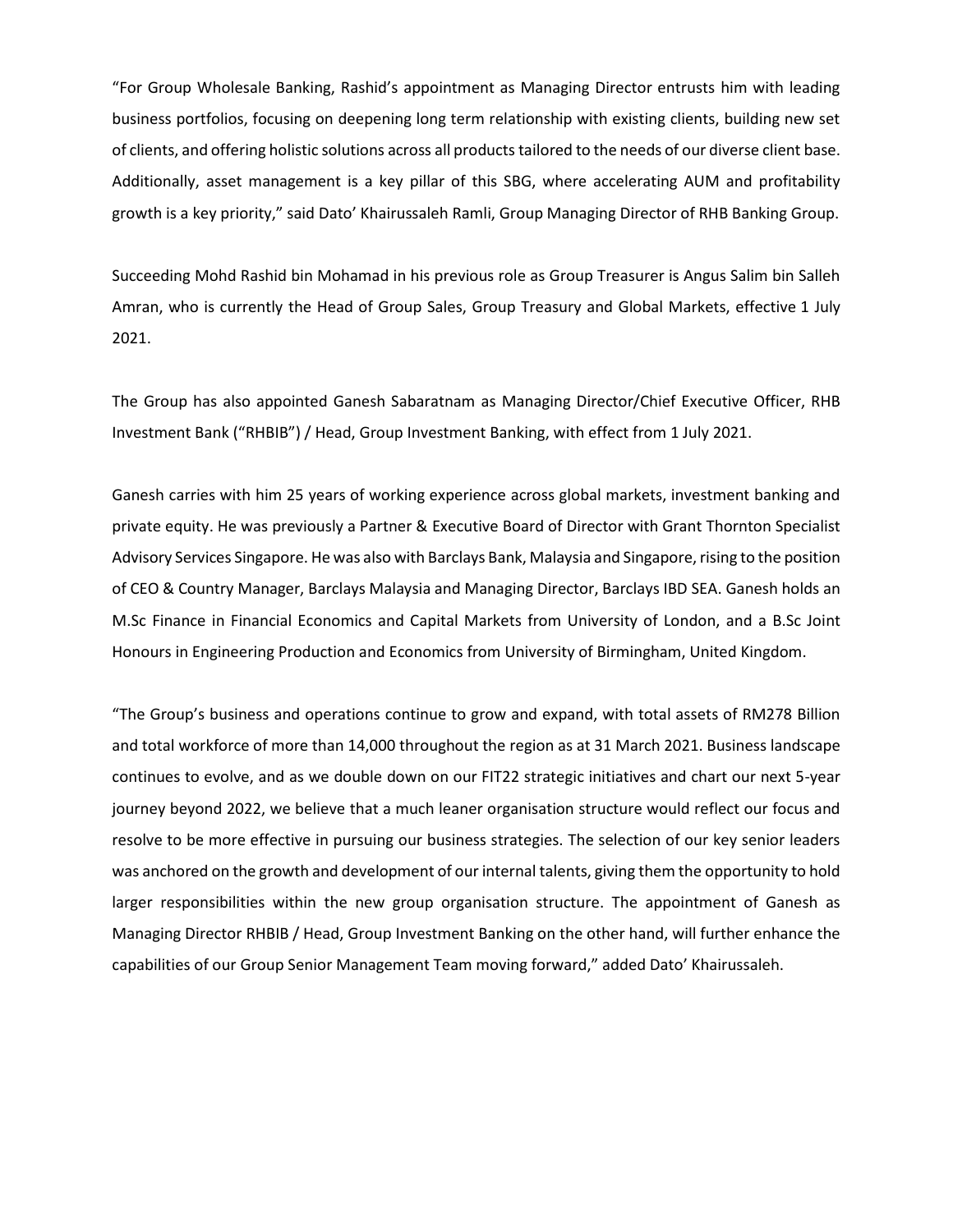"For Group Wholesale Banking, Rashid's appointment as Managing Director entrusts him with leading business portfolios, focusing on deepening long term relationship with existing clients, building new set of clients, and offering holistic solutions across all products tailored to the needs of our diverse client base. Additionally, asset management is a key pillar of this SBG, where accelerating AUM and profitability growth is a key priority," said Dato' Khairussaleh Ramli, Group Managing Director of RHB Banking Group.

Succeeding Mohd Rashid bin Mohamad in his previous role as Group Treasurer is Angus Salim bin Salleh Amran, who is currently the Head of Group Sales, Group Treasury and Global Markets, effective 1 July 2021.

The Group has also appointed Ganesh Sabaratnam as Managing Director/Chief Executive Officer, RHB Investment Bank ("RHBIB") / Head, Group Investment Banking, with effect from 1 July 2021.

Ganesh carries with him 25 years of working experience across global markets, investment banking and private equity. He was previously a Partner & Executive Board of Director with Grant Thornton Specialist Advisory Services Singapore. He was also with Barclays Bank, Malaysia and Singapore, rising to the position of CEO & Country Manager, Barclays Malaysia and Managing Director, Barclays IBD SEA. Ganesh holds an M.Sc Finance in Financial Economics and Capital Markets from University of London, and a B.Sc Joint Honours in Engineering Production and Economics from University of Birmingham, United Kingdom.

"The Group's business and operations continue to grow and expand, with total assets of RM278 Billion and total workforce of more than 14,000 throughout the region as at 31 March 2021. Business landscape continues to evolve, and as we double down on our FIT22 strategic initiatives and chart our next 5-year journey beyond 2022, we believe that a much leaner organisation structure would reflect our focus and resolve to be more effective in pursuing our business strategies. The selection of our key senior leaders was anchored on the growth and development of our internal talents, giving them the opportunity to hold larger responsibilities within the new group organisation structure. The appointment of Ganesh as Managing Director RHBIB / Head, Group Investment Banking on the other hand, will further enhance the capabilities of our Group Senior Management Team moving forward," added Dato' Khairussaleh.